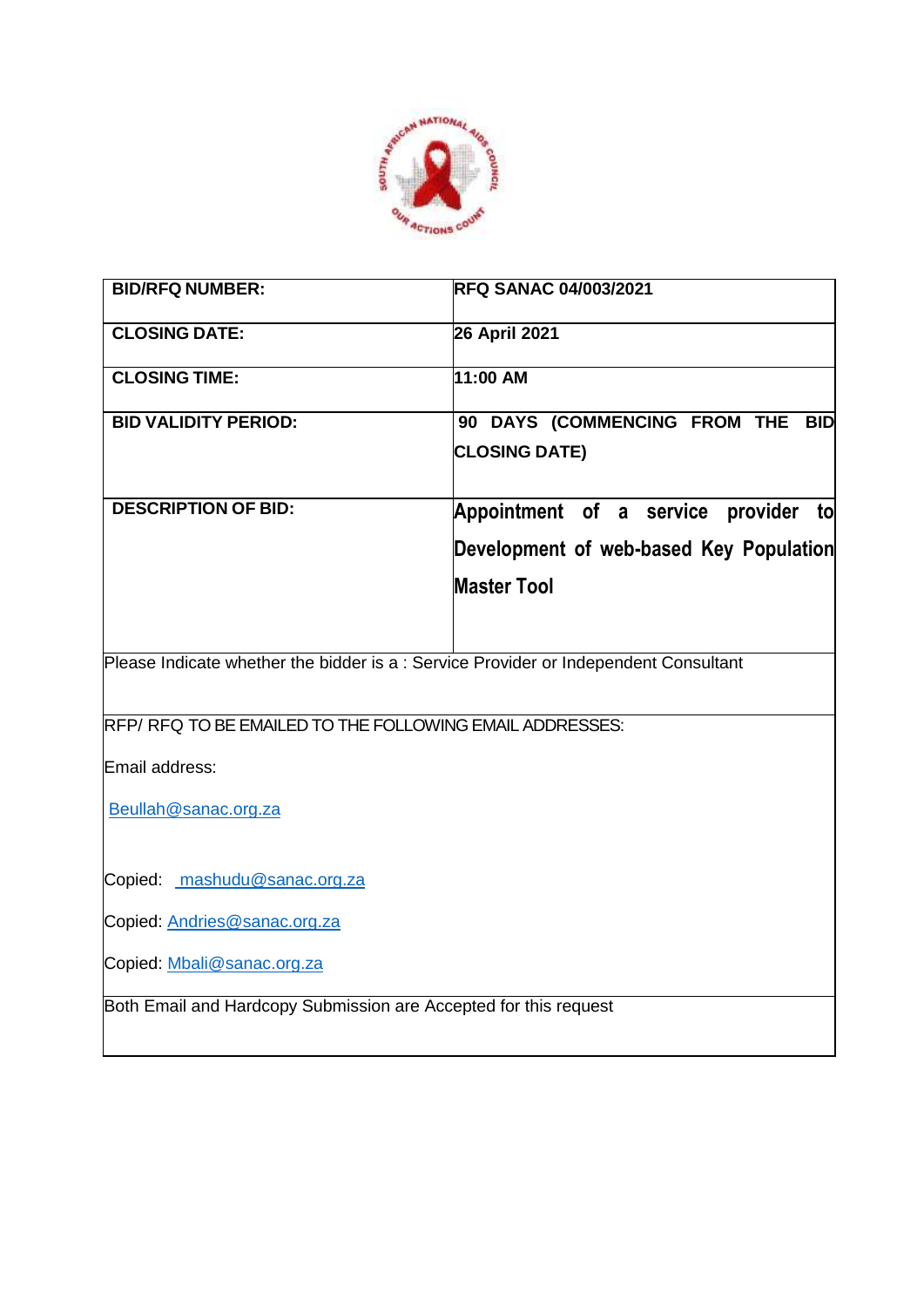| BID/RFQ NUMBER: | RFQ SANAC 04/003/2021 |
|---|---|
| CLOSING DATE: | 26 April 2021 |
| CLOSING TIME: | 11:00 AM |
| BID VALIDITY PERIOD: | 90 DAYS (COMMENCING FROM THE BID CLOSING DATE) |
| DESCRIPTION OF BID: | Appointment of a service provider to Development of web-based Key Population Master Tool |
| Please Indicate whether the bidder is a : Service Provider or Independent Consultant | |
| RFP/ RFQ TO BE EMAILED TO THE FOLLOWING EMAIL ADDRESSES:<br><br>Email address:<br><br>Beullah@sanac.org.za<br><br>Copied: mashudu@sanac.org.za<br><br>Copied: Andries@sanac.org.za<br><br>Copied: Mbali@sanac.org.za | |
| Both Email and Hardcopy Submission are Accepted for this request | |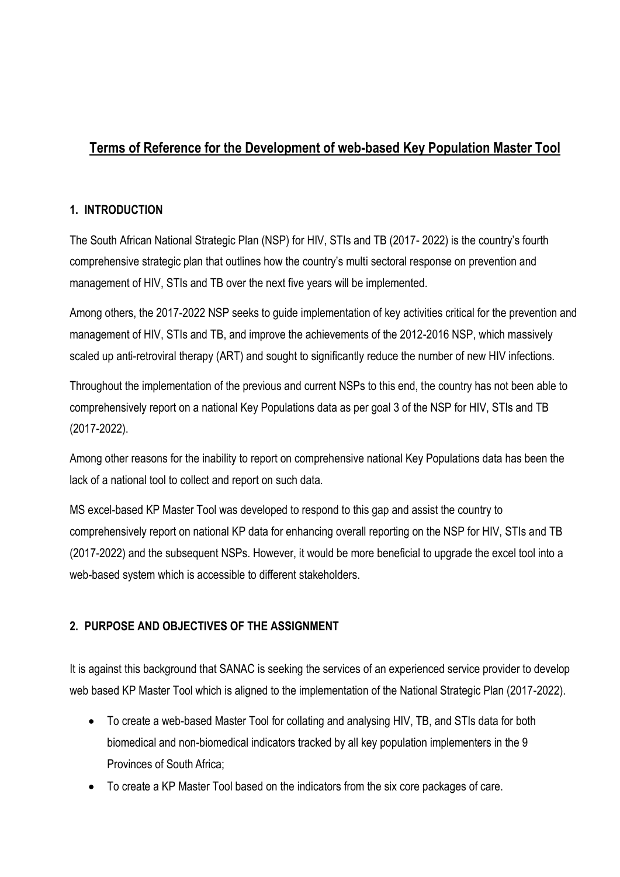# Terms of Reference for the Development of web-based Key Population Master Tool

## 1. INTRODUCTION

The South African National Strategic Plan (NSP) for HIV, STIs and TB (2017- 2022) is the country's fourth comprehensive strategic plan that outlines how the country's multi sectoral response on prevention and management of HIV, STIs and TB over the next five years will be implemented.

Among others, the 2017-2022 NSP seeks to guide implementation of key activities critical for the prevention and management of HIV, STIs and TB, and improve the achievements of the 2012-2016 NSP, which massively scaled up anti-retroviral therapy (ART) and sought to significantly reduce the number of new HIV infections.

Throughout the implementation of the previous and current NSPs to this end, the country has not been able to comprehensively report on a national Key Populations data as per goal 3 of the NSP for HIV, STIs and TB (2017-2022).

Among other reasons for the inability to report on comprehensive national Key Populations data has been the lack of a national tool to collect and report on such data.

MS excel-based KP Master Tool was developed to respond to this gap and assist the country to comprehensively report on national KP data for enhancing overall reporting on the NSP for HIV, STIs and TB (2017-2022) and the subsequent NSPs. However, it would be more beneficial to upgrade the excel tool into a web-based system which is accessible to different stakeholders.

## 2. PURPOSE AND OBJECTIVES OF THE ASSIGNMENT

It is against this background that SANAC is seeking the services of an experienced service provider to develop web based KP Master Tool which is aligned to the implementation of the National Strategic Plan (2017-2022).

- To create a web-based Master Tool for collating and analysing HIV, TB, and STIs data for both biomedical and non-biomedical indicators tracked by all key population implementers in the 9 Provinces of South Africa;
- To create a KP Master Tool based on the indicators from the six core packages of care.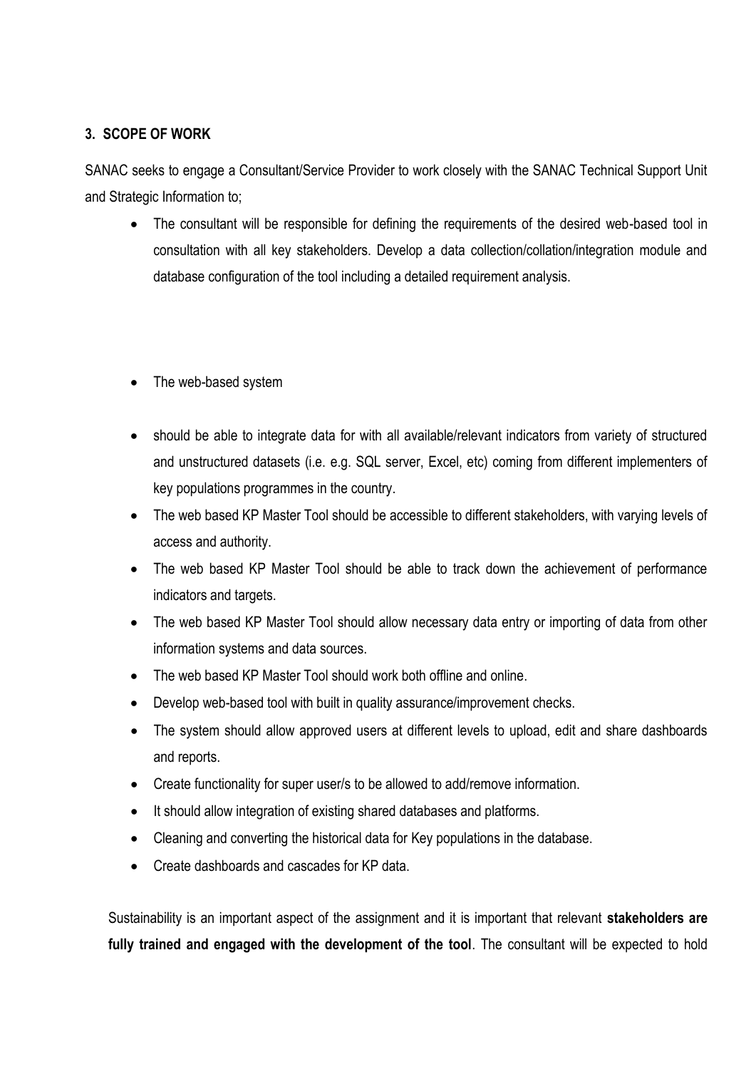## 3. SCOPE OF WORK

SANAC seeks to engage a Consultant/Service Provider to work closely with the SANAC Technical Support Unit and Strategic Information to;

- The consultant will be responsible for defining the requirements of the desired web-based tool in consultation with all key stakeholders. Develop a data collection/collation/integration module and database configuration of the tool including a detailed requirement analysis.

- The web-based system

- should be able to integrate data for with all available/relevant indicators from variety of structured and unstructured datasets (i.e. e.g. SQL server, Excel, etc) coming from different implementers of key populations programmes in the country.
- The web based KP Master Tool should be accessible to different stakeholders, with varying levels of access and authority.
- The web based KP Master Tool should be able to track down the achievement of performance indicators and targets.
- The web based KP Master Tool should allow necessary data entry or importing of data from other information systems and data sources.
- The web based KP Master Tool should work both offline and online.
- Develop web-based tool with built in quality assurance/improvement checks.
- The system should allow approved users at different levels to upload, edit and share dashboards and reports.
- Create functionality for super user/s to be allowed to add/remove information.
- It should allow integration of existing shared databases and platforms.
- Cleaning and converting the historical data for Key populations in the database.
- Create dashboards and cascades for KP data.

Sustainability is an important aspect of the assignment and it is important that relevant **stakeholders are fully trained and engaged with the development of the tool**. The consultant will be expected to hold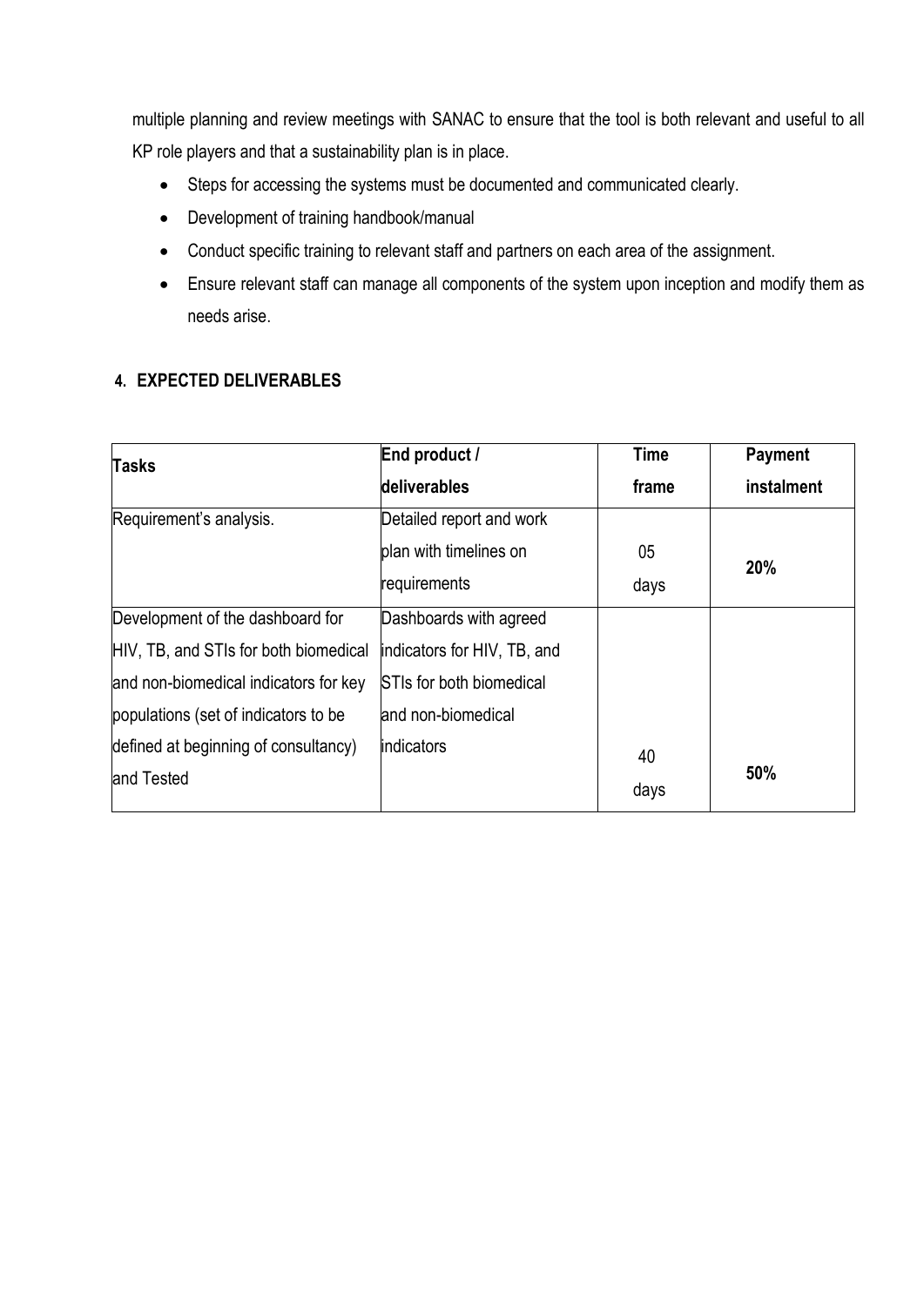multiple planning and review meetings with SANAC to ensure that the tool is both relevant and useful to all KP role players and that a sustainability plan is in place.

- Steps for accessing the systems must be documented and communicated clearly.
- Development of training handbook/manual
- Conduct specific training to relevant staff and partners on each area of the assignment.
- Ensure relevant staff can manage all components of the system upon inception and modify them as needs arise.

## 4. EXPECTED DELIVERABLES

| Tasks | End product / deliverables | Time frame | Payment instalment |
|---|---|---|---|
| Requirement's analysis. | Detailed report and work plan with timelines on requirements | 05 days | **20%** |
| Development of the dashboard for HIV, TB, and STIs for both biomedical and non-biomedical indicators for key populations (set of indicators to be defined at beginning of consultancy) and Tested | Dashboards with agreed indicators for HIV, TB, and STIs for both biomedical and non-biomedical indicators | 40 days | **50%** |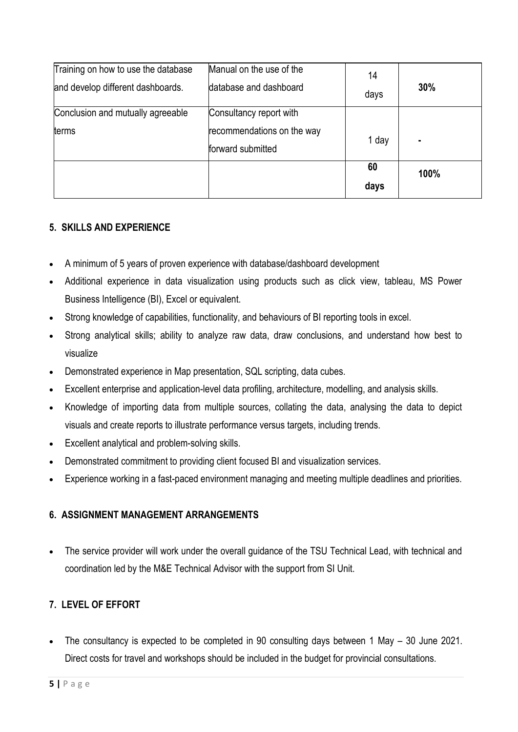| Training on how to use the database and develop different dashboards. | Manual on the use of the database and dashboard | 14 days | **30%** |
|---|---|---|---|
| Conclusion and mutually agreeable terms | Consultancy report with recommendations on the way forward submitted | 1 day | - |
| | | **60 days** | **100%** |

## 5. SKILLS AND EXPERIENCE

- A minimum of 5 years of proven experience with database/dashboard development
- Additional experience in data visualization using products such as click view, tableau, MS Power Business Intelligence (BI), Excel or equivalent.
- Strong knowledge of capabilities, functionality, and behaviours of BI reporting tools in excel.
- Strong analytical skills; ability to analyze raw data, draw conclusions, and understand how best to visualize
- Demonstrated experience in Map presentation, SQL scripting, data cubes.
- Excellent enterprise and application-level data profiling, architecture, modelling, and analysis skills.
- Knowledge of importing data from multiple sources, collating the data, analysing the data to depict visuals and create reports to illustrate performance versus targets, including trends.
- Excellent analytical and problem-solving skills.
- Demonstrated commitment to providing client focused BI and visualization services.
- Experience working in a fast-paced environment managing and meeting multiple deadlines and priorities.

## 6. ASSIGNMENT MANAGEMENT ARRANGEMENTS

- The service provider will work under the overall guidance of the TSU Technical Lead, with technical and coordination led by the M&E Technical Advisor with the support from SI Unit.

## 7. LEVEL OF EFFORT

- The consultancy is expected to be completed in 90 consulting days between 1 May – 30 June 2021. Direct costs for travel and workshops should be included in the budget for provincial consultations.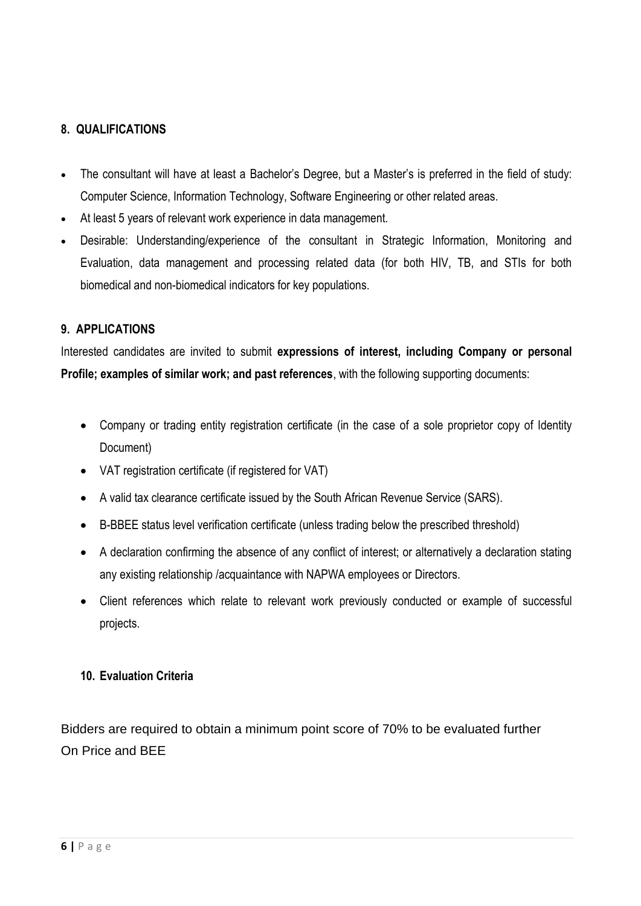## 8. QUALIFICATIONS

- The consultant will have at least a Bachelor's Degree, but a Master's is preferred in the field of study: Computer Science, Information Technology, Software Engineering or other related areas.
- At least 5 years of relevant work experience in data management.
- Desirable: Understanding/experience of the consultant in Strategic Information, Monitoring and Evaluation, data management and processing related data (for both HIV, TB, and STIs for both biomedical and non-biomedical indicators for key populations.

## 9. APPLICATIONS

Interested candidates are invited to submit **expressions of interest, including Company or personal Profile; examples of similar work; and past references**, with the following supporting documents:

- Company or trading entity registration certificate (in the case of a sole proprietor copy of Identity Document)
- VAT registration certificate (if registered for VAT)
- A valid tax clearance certificate issued by the South African Revenue Service (SARS).
- B-BBEE status level verification certificate (unless trading below the prescribed threshold)
- A declaration confirming the absence of any conflict of interest; or alternatively a declaration stating any existing relationship /acquaintance with NAPWA employees or Directors.
- Client references which relate to relevant work previously conducted or example of successful projects.

## 10. Evaluation Criteria

Bidders are required to obtain a minimum point score of 70% to be evaluated further On Price and BEE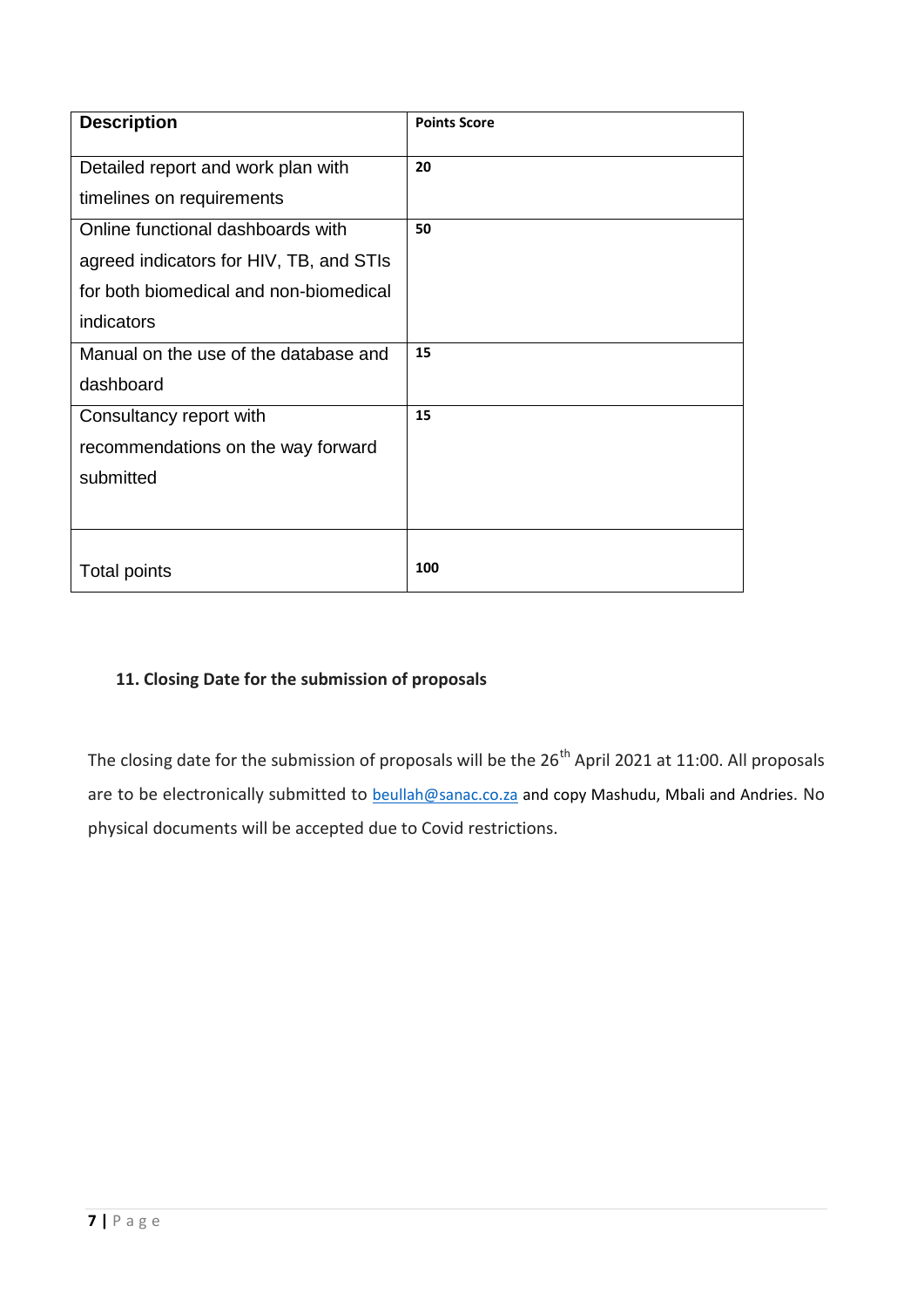| Description | Points Score |
|---|---|
| Detailed report and work plan with timelines on requirements | **20** |
| Online functional dashboards with agreed indicators for HIV, TB, and STIs for both biomedical and non-biomedical indicators | **50** |
| Manual on the use of the database and dashboard | **15** |
| Consultancy report with recommendations on the way forward submitted | **15** |
| Total points | **100** |

### 11. Closing Date for the submission of proposals

The closing date for the submission of proposals will be the 26th April 2021 at 11:00. All proposals are to be electronically submitted to beullah@sanac.co.za and copy Mashudu, Mbali and Andries. No physical documents will be accepted due to Covid restrictions.